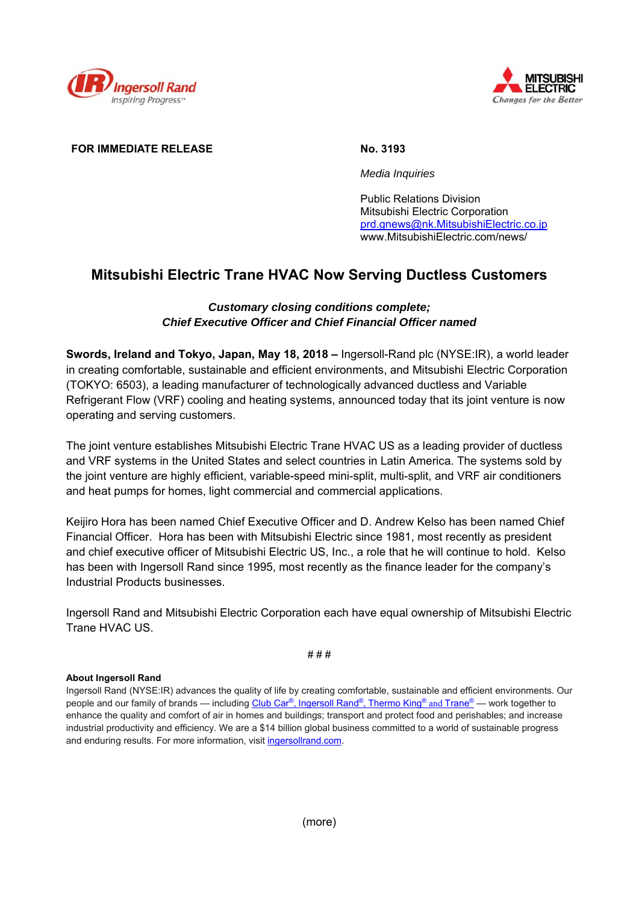**FOR IMMEDIATE RELEASE**

**No. 3193**

*Media Inquiries*

Public Relations Division
Mitsubishi Electric Corporation
prd.gnews@nk.MitsubishiElectric.co.jp
www.MitsubishiElectric.com/news/

# Mitsubishi Electric Trane HVAC Now Serving Ductless Customers

***Customary closing conditions complete;***
***Chief Executive Officer and Chief Financial Officer named***

**Swords, Ireland and Tokyo, Japan, May 18, 2018 –** Ingersoll-Rand plc (NYSE:IR), a world leader in creating comfortable, sustainable and efficient environments, and Mitsubishi Electric Corporation (TOKYO: 6503), a leading manufacturer of technologically advanced ductless and Variable Refrigerant Flow (VRF) cooling and heating systems, announced today that its joint venture is now operating and serving customers.

The joint venture establishes Mitsubishi Electric Trane HVAC US as a leading provider of ductless and VRF systems in the United States and select countries in Latin America. The systems sold by the joint venture are highly efficient, variable-speed mini-split, multi-split, and VRF air conditioners and heat pumps for homes, light commercial and commercial applications.

Keijiro Hora has been named Chief Executive Officer and D. Andrew Kelso has been named Chief Financial Officer. Hora has been with Mitsubishi Electric since 1981, most recently as president and chief executive officer of Mitsubishi Electric US, Inc., a role that he will continue to hold. Kelso has been with Ingersoll Rand since 1995, most recently as the finance leader for the company's Industrial Products businesses.

Ingersoll Rand and Mitsubishi Electric Corporation each have equal ownership of Mitsubishi Electric Trane HVAC US.

# # #

**About Ingersoll Rand**
Ingersoll Rand (NYSE:IR) advances the quality of life by creating comfortable, sustainable and efficient environments. Our people and our family of brands — including Club Car®, Ingersoll Rand®, Thermo King® and Trane® — work together to enhance the quality and comfort of air in homes and buildings; transport and protect food and perishables; and increase industrial productivity and efficiency. We are a $14 billion global business committed to a world of sustainable progress and enduring results. For more information, visit ingersollrand.com.

(more)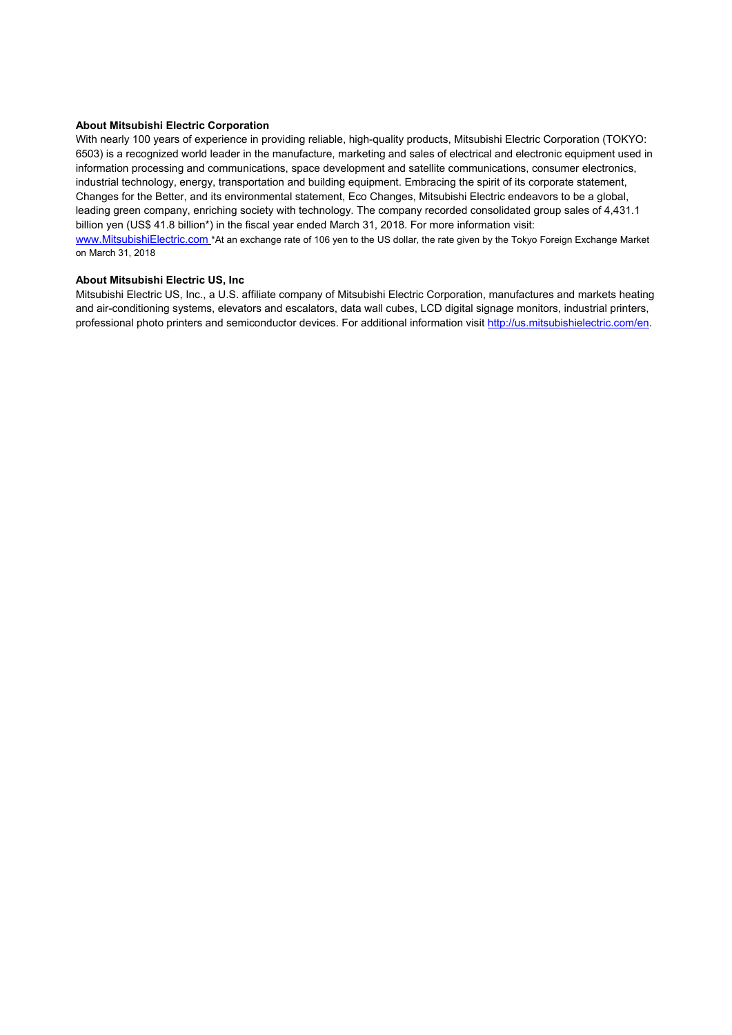**About Mitsubishi Electric Corporation**

With nearly 100 years of experience in providing reliable, high-quality products, Mitsubishi Electric Corporation (TOKYO: 6503) is a recognized world leader in the manufacture, marketing and sales of electrical and electronic equipment used in information processing and communications, space development and satellite communications, consumer electronics, industrial technology, energy, transportation and building equipment. Embracing the spirit of its corporate statement, Changes for the Better, and its environmental statement, Eco Changes, Mitsubishi Electric endeavors to be a global, leading green company, enriching society with technology. The company recorded consolidated group sales of 4,431.1 billion yen (US$ 41.8 billion*) in the fiscal year ended March 31, 2018. For more information visit: www.MitsubishiElectric.com *At an exchange rate of 106 yen to the US dollar, the rate given by the Tokyo Foreign Exchange Market on March 31, 2018

**About Mitsubishi Electric US, Inc**

Mitsubishi Electric US, Inc., a U.S. affiliate company of Mitsubishi Electric Corporation, manufactures and markets heating and air-conditioning systems, elevators and escalators, data wall cubes, LCD digital signage monitors, industrial printers, professional photo printers and semiconductor devices. For additional information visit http://us.mitsubishielectric.com/en.